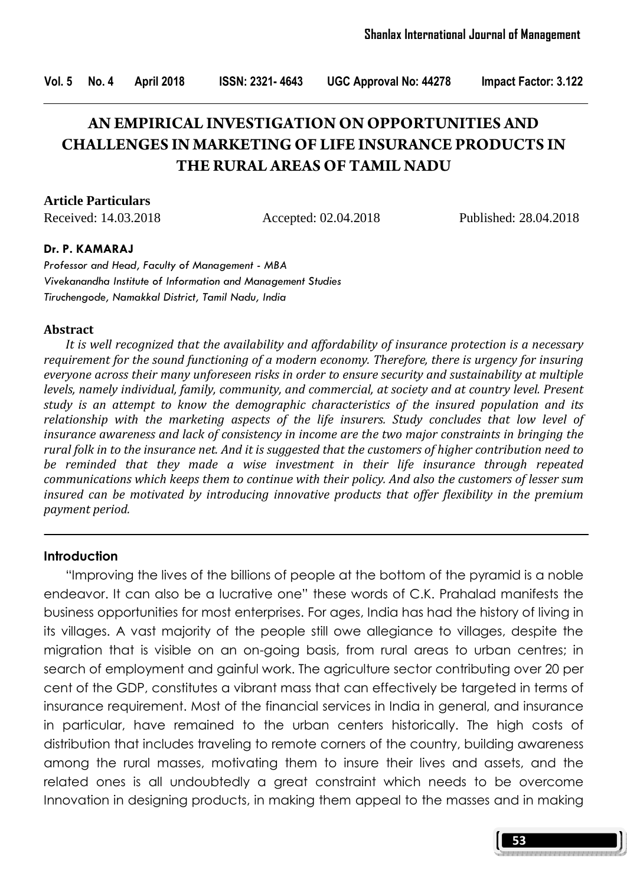# AN EMPIRICAL INVESTIGATION ON OPPORTUNITIES AND CHALLENGES IN MARKETING OF LIFE INSURANCE PRODUCTS IN THE RURAL AREAS OF TAMIL NADU

**Article Particulars**

Received: 14.03.2018 Accepted: 02.04.2018 Published: 28.04.2018

**Dr. P. KAMARAJ**

*Professor and Head, Faculty of Management - MBA*
*Vivekanandha Institute of Information and Management Studies*
*Tiruchengode, Namakkal District, Tamil Nadu, India*

## Abstract

*It is well recognized that the availability and affordability of insurance protection is a necessary requirement for the sound functioning of a modern economy. Therefore, there is urgency for insuring everyone across their many unforeseen risks in order to ensure security and sustainability at multiple levels, namely individual, family, community, and commercial, at society and at country level. Present study is an attempt to know the demographic characteristics of the insured population and its relationship with the marketing aspects of the life insurers. Study concludes that low level of insurance awareness and lack of consistency in income are the two major constraints in bringing the rural folk in to the insurance net. And it is suggested that the customers of higher contribution need to be reminded that they made a wise investment in their life insurance through repeated communications which keeps them to continue with their policy. And also the customers of lesser sum insured can be motivated by introducing innovative products that offer flexibility in the premium payment period.*

## Introduction

"Improving the lives of the billions of people at the bottom of the pyramid is a noble endeavor. It can also be a lucrative one" these words of C.K. Prahalad manifests the business opportunities for most enterprises. For ages, India has had the history of living in its villages. A vast majority of the people still owe allegiance to villages, despite the migration that is visible on an on-going basis, from rural areas to urban centres; in search of employment and gainful work. The agriculture sector contributing over 20 per cent of the GDP, constitutes a vibrant mass that can effectively be targeted in terms of insurance requirement. Most of the financial services in India in general, and insurance in particular, have remained to the urban centers historically. The high costs of distribution that includes traveling to remote corners of the country, building awareness among the rural masses, motivating them to insure their lives and assets, and the related ones is all undoubtedly a great constraint which needs to be overcome Innovation in designing products, in making them appeal to the masses and in making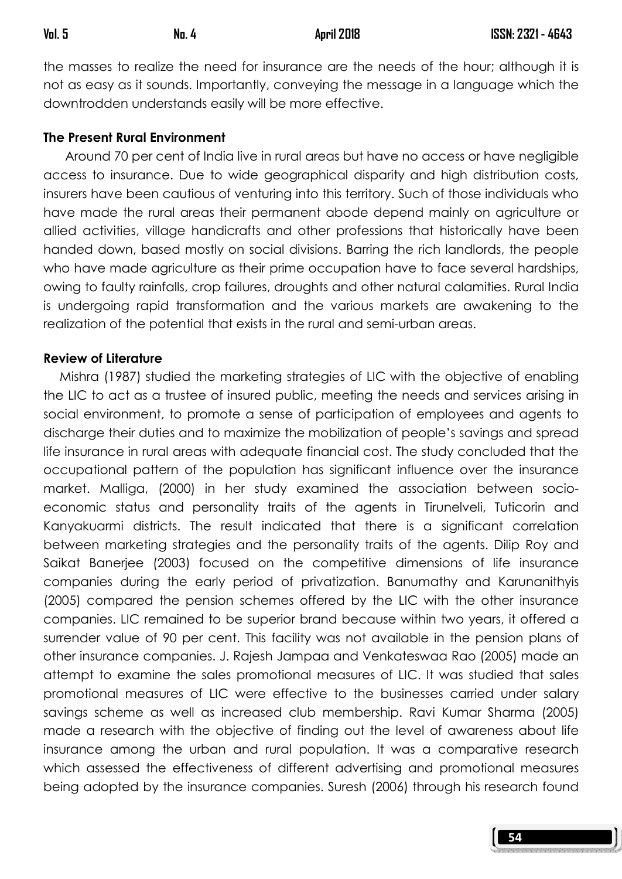the masses to realize the need for insurance are the needs of the hour; although it is not as easy as it sounds. Importantly, conveying the message in a language which the downtrodden understands easily will be more effective.

### The Present Rural Environment

Around 70 per cent of India live in rural areas but have no access or have negligible access to insurance. Due to wide geographical disparity and high distribution costs, insurers have been cautious of venturing into this territory. Such of those individuals who have made the rural areas their permanent abode depend mainly on agriculture or allied activities, village handicrafts and other professions that historically have been handed down, based mostly on social divisions. Barring the rich landlords, the people who have made agriculture as their prime occupation have to face several hardships, owing to faulty rainfalls, crop failures, droughts and other natural calamities. Rural India is undergoing rapid transformation and the various markets are awakening to the realization of the potential that exists in the rural and semi-urban areas.

### Review of Literature

Mishra (1987) studied the marketing strategies of LIC with the objective of enabling the LIC to act as a trustee of insured public, meeting the needs and services arising in social environment, to promote a sense of participation of employees and agents to discharge their duties and to maximize the mobilization of people's savings and spread life insurance in rural areas with adequate financial cost. The study concluded that the occupational pattern of the population has significant influence over the insurance market. Malliga, (2000) in her study examined the association between socio-economic status and personality traits of the agents in Tirunelveli, Tuticorin and Kanyakuarmi districts. The result indicated that there is a significant correlation between marketing strategies and the personality traits of the agents. Dilip Roy and Saikat Banerjee (2003) focused on the competitive dimensions of life insurance companies during the early period of privatization. Banumathy and Karunanithyis (2005) compared the pension schemes offered by the LIC with the other insurance companies. LIC remained to be superior brand because within two years, it offered a surrender value of 90 per cent. This facility was not available in the pension plans of other insurance companies. J. Rajesh Jampaa and Venkateswaa Rao (2005) made an attempt to examine the sales promotional measures of LIC. It was studied that sales promotional measures of LIC were effective to the businesses carried under salary savings scheme as well as increased club membership. Ravi Kumar Sharma (2005) made a research with the objective of finding out the level of awareness about life insurance among the urban and rural population. It was a comparative research which assessed the effectiveness of different advertising and promotional measures being adopted by the insurance companies. Suresh (2006) through his research found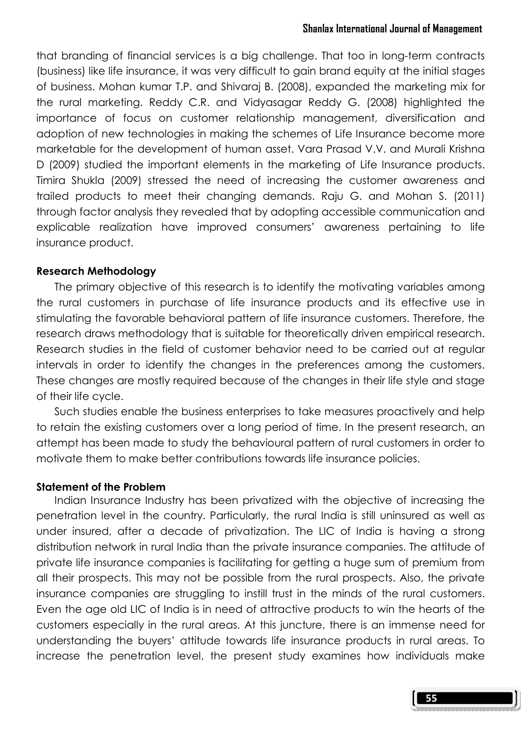that branding of financial services is a big challenge. That too in long-term contracts (business) like life insurance, it was very difficult to gain brand equity at the initial stages of business. Mohan kumar T.P. and Shivaraj B. (2008), expanded the marketing mix for the rural marketing. Reddy C.R. and Vidyasagar Reddy G. (2008) highlighted the importance of focus on customer relationship management, diversification and adoption of new technologies in making the schemes of Life Insurance become more marketable for the development of human asset. Vara Prasad V.V. and Murali Krishna D (2009) studied the important elements in the marketing of Life Insurance products. Timira Shukla (2009) stressed the need of increasing the customer awareness and trailed products to meet their changing demands. Raju G. and Mohan S. (2011) through factor analysis they revealed that by adopting accessible communication and explicable realization have improved consumers' awareness pertaining to life insurance product.

## Research Methodology

The primary objective of this research is to identify the motivating variables among the rural customers in purchase of life insurance products and its effective use in stimulating the favorable behavioral pattern of life insurance customers. Therefore, the research draws methodology that is suitable for theoretically driven empirical research. Research studies in the field of customer behavior need to be carried out at regular intervals in order to identify the changes in the preferences among the customers. These changes are mostly required because of the changes in their life style and stage of their life cycle.

Such studies enable the business enterprises to take measures proactively and help to retain the existing customers over a long period of time. In the present research, an attempt has been made to study the behavioural pattern of rural customers in order to motivate them to make better contributions towards life insurance policies.

## Statement of the Problem

Indian Insurance Industry has been privatized with the objective of increasing the penetration level in the country. Particularly, the rural India is still uninsured as well as under insured, after a decade of privatization. The LIC of India is having a strong distribution network in rural India than the private insurance companies. The attitude of private life insurance companies is facilitating for getting a huge sum of premium from all their prospects. This may not be possible from the rural prospects. Also, the private insurance companies are struggling to instill trust in the minds of the rural customers. Even the age old LIC of India is in need of attractive products to win the hearts of the customers especially in the rural areas. At this juncture, there is an immense need for understanding the buyers' attitude towards life insurance products in rural areas. To increase the penetration level, the present study examines how individuals make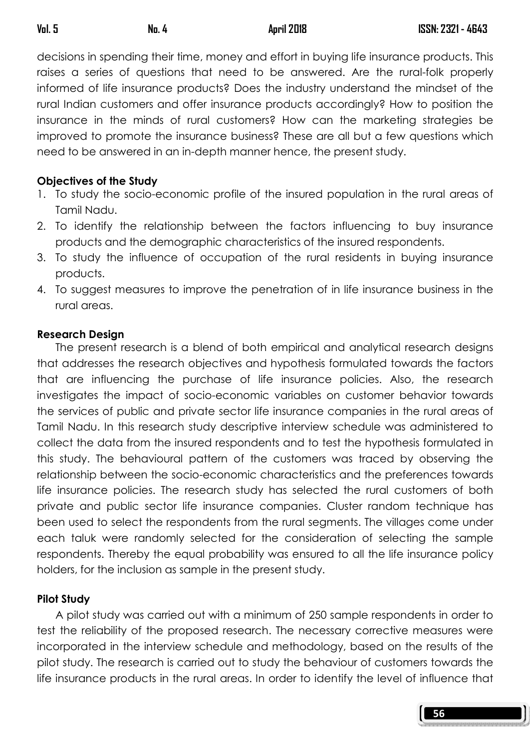decisions in spending their time, money and effort in buying life insurance products. This raises a series of questions that need to be answered. Are the rural-folk properly informed of life insurance products? Does the industry understand the mindset of the rural Indian customers and offer insurance products accordingly? How to position the insurance in the minds of rural customers? How can the marketing strategies be improved to promote the insurance business? These are all but a few questions which need to be answered in an in-depth manner hence, the present study.

**Objectives of the Study**

1. To study the socio-economic profile of the insured population in the rural areas of Tamil Nadu.
2. To identify the relationship between the factors influencing to buy insurance products and the demographic characteristics of the insured respondents.
3. To study the influence of occupation of the rural residents in buying insurance products.
4. To suggest measures to improve the penetration of in life insurance business in the rural areas.

**Research Design**

The present research is a blend of both empirical and analytical research designs that addresses the research objectives and hypothesis formulated towards the factors that are influencing the purchase of life insurance policies. Also, the research investigates the impact of socio-economic variables on customer behavior towards the services of public and private sector life insurance companies in the rural areas of Tamil Nadu. In this research study descriptive interview schedule was administered to collect the data from the insured respondents and to test the hypothesis formulated in this study. The behavioural pattern of the customers was traced by observing the relationship between the socio-economic characteristics and the preferences towards life insurance policies. The research study has selected the rural customers of both private and public sector life insurance companies. Cluster random technique has been used to select the respondents from the rural segments. The villages come under each taluk were randomly selected for the consideration of selecting the sample respondents. Thereby the equal probability was ensured to all the life insurance policy holders, for the inclusion as sample in the present study.

**Pilot Study**

A pilot study was carried out with a minimum of 250 sample respondents in order to test the reliability of the proposed research. The necessary corrective measures were incorporated in the interview schedule and methodology, based on the results of the pilot study. The research is carried out to study the behaviour of customers towards the life insurance products in the rural areas. In order to identify the level of influence that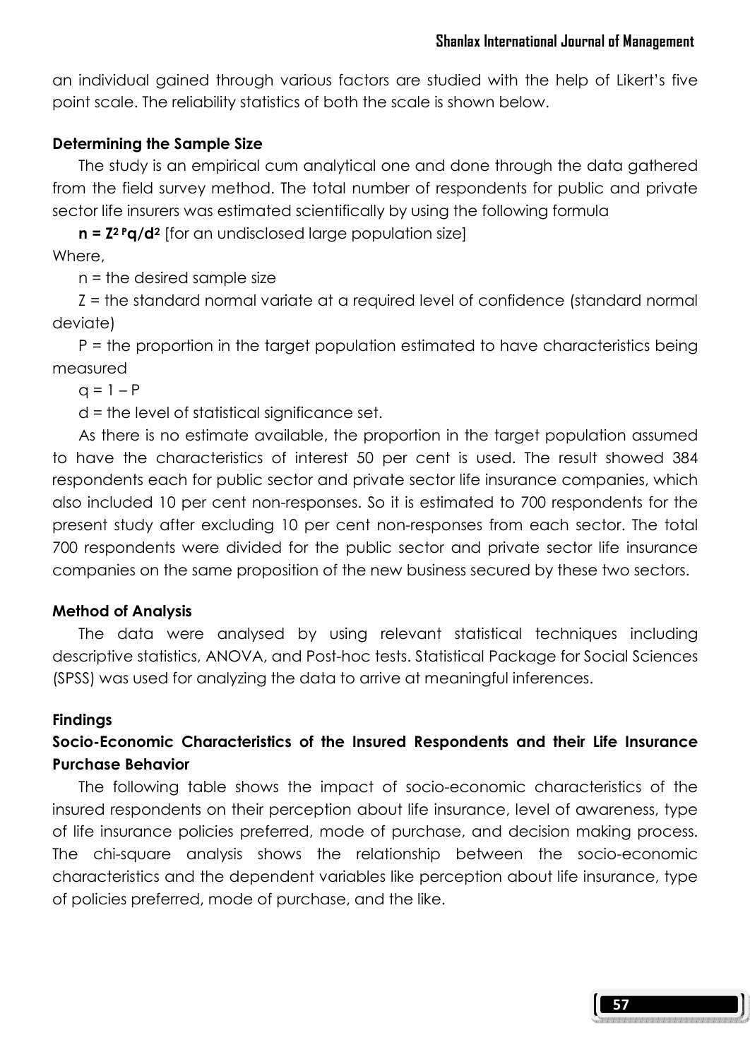an individual gained through various factors are studied with the help of Likert's five point scale. The reliability statistics of both the scale is shown below.

**Determining the Sample Size**

The study is an empirical cum analytical one and done through the data gathered from the field survey method. The total number of respondents for public and private sector life insurers was estimated scientifically by using the following formula

**$n = Z^2 Pq/d^2$** [for an undisclosed large population size]

Where,

n = the desired sample size

Z = the standard normal variate at a required level of confidence (standard normal deviate)

P = the proportion in the target population estimated to have characteristics being measured

q = 1 – P

d = the level of statistical significance set.

As there is no estimate available, the proportion in the target population assumed to have the characteristics of interest 50 per cent is used. The result showed 384 respondents each for public sector and private sector life insurance companies, which also included 10 per cent non-responses. So it is estimated to 700 respondents for the present study after excluding 10 per cent non-responses from each sector. The total 700 respondents were divided for the public sector and private sector life insurance companies on the same proposition of the new business secured by these two sectors.

**Method of Analysis**

The data were analysed by using relevant statistical techniques including descriptive statistics, ANOVA, and Post-hoc tests. Statistical Package for Social Sciences (SPSS) was used for analyzing the data to arrive at meaningful inferences.

**Findings**

**Socio-Economic Characteristics of the Insured Respondents and their Life Insurance Purchase Behavior**

The following table shows the impact of socio-economic characteristics of the insured respondents on their perception about life insurance, level of awareness, type of life insurance policies preferred, mode of purchase, and decision making process. The chi-square analysis shows the relationship between the socio-economic characteristics and the dependent variables like perception about life insurance, type of policies preferred, mode of purchase, and the like.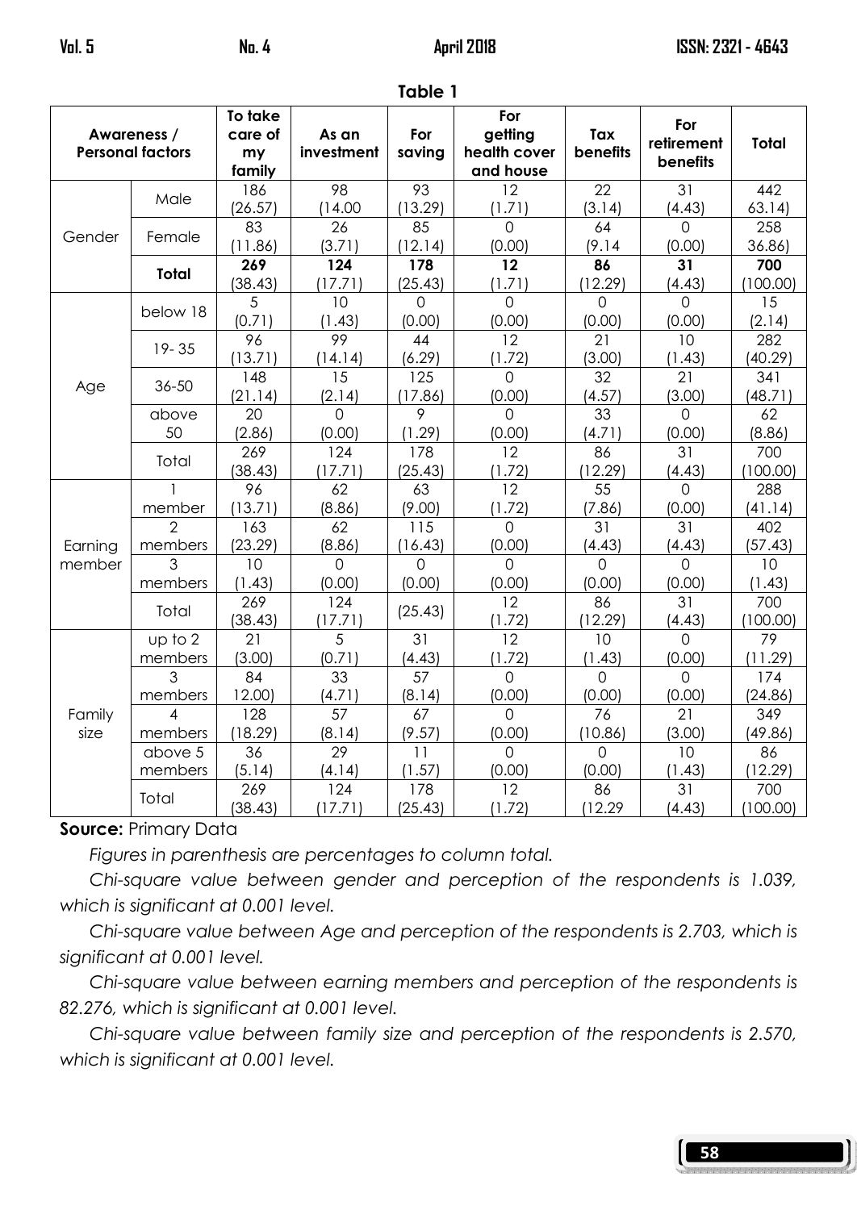**Table 1**

| Awareness / Personal factors | | To take care of my family | As an investment | For saving | For getting health cover and house | Tax benefits | For retirement benefits | Total |
|---|---|---|---|---|---|---|---|---|
| Gender | Male | 186 (26.57) | 98 (14.00 | 93 (13.29) | 12 (1.71) | 22 (3.14) | 31 (4.43) | 442 63.14) |
| | Female | 83 (11.86) | 26 (3.71) | 85 (12.14) | 0 (0.00) | 64 (9.14 | 0 (0.00) | 258 36.86) |
| | **Total** | **269 (38.43)** | **124 (17.71)** | **178 (25.43)** | **12 (1.71)** | **86 (12.29)** | **31 (4.43)** | **700 (100.00)** |
| Age | below 18 | 5 (0.71) | 10 (1.43) | 0 (0.00) | 0 (0.00) | 0 (0.00) | 0 (0.00) | 15 (2.14) |
| | 19- 35 | 96 (13.71) | 99 (14.14) | 44 (6.29) | 12 (1.72) | 21 (3.00) | 10 (1.43) | 282 (40.29) |
| | 36-50 | 148 (21.14) | 15 (2.14) | 125 (17.86) | 0 (0.00) | 32 (4.57) | 21 (3.00) | 341 (48.71) |
| | above 50 | 20 (2.86) | 0 (0.00) | 9 (1.29) | 0 (0.00) | 33 (4.71) | 0 (0.00) | 62 (8.86) |
| | Total | 269 (38.43) | 124 (17.71) | 178 (25.43) | 12 (1.72) | 86 (12.29) | 31 (4.43) | 700 (100.00) |
| Earning member | 1 member | 96 (13.71) | 62 (8.86) | 63 (9.00) | 12 (1.72) | 55 (7.86) | 0 (0.00) | 288 (41.14) |
| | 2 members | 163 (23.29) | 62 (8.86) | 115 (16.43) | 0 (0.00) | 31 (4.43) | 31 (4.43) | 402 (57.43) |
| | 3 members | 10 (1.43) | 0 (0.00) | 0 (0.00) | 0 (0.00) | 0 (0.00) | 0 (0.00) | 10 (1.43) |
| | Total | 269 (38.43) | 124 (17.71) | (25.43) | 12 (1.72) | 86 (12.29) | 31 (4.43) | 700 (100.00) |
| Family size | up to 2 members | 21 (3.00) | 5 (0.71) | 31 (4.43) | 12 (1.72) | 10 (1.43) | 0 (0.00) | 79 (11.29) |
| | 3 members | 84 12.00) | 33 (4.71) | 57 (8.14) | 0 (0.00) | 0 (0.00) | 0 (0.00) | 174 (24.86) |
| | 4 members | 128 (18.29) | 57 (8.14) | 67 (9.57) | 0 (0.00) | 76 (10.86) | 21 (3.00) | 349 (49.86) |
| | above 5 members | 36 (5.14) | 29 (4.14) | 11 (1.57) | 0 (0.00) | 0 (0.00) | 10 (1.43) | 86 (12.29) |
| | Total | 269 (38.43) | 124 (17.71) | 178 (25.43) | 12 (1.72) | 86 (12.29 | 31 (4.43) | 700 (100.00) |

**Source:** Primary Data

*Figures in parenthesis are percentages to column total.*

*Chi-square value between gender and perception of the respondents is 1.039, which is significant at 0.001 level.*

*Chi-square value between Age and perception of the respondents is 2.703, which is significant at 0.001 level.*

*Chi-square value between earning members and perception of the respondents is 82.276, which is significant at 0.001 level.*

*Chi-square value between family size and perception of the respondents is 2.570, which is significant at 0.001 level.*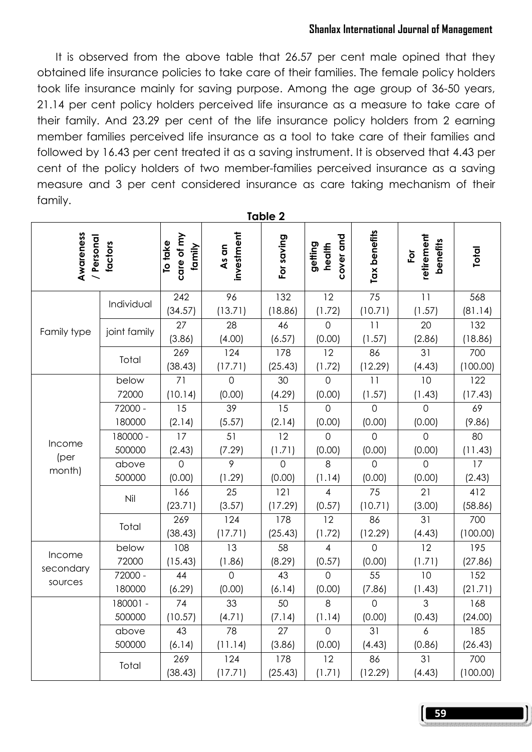It is observed from the above table that 26.57 per cent male opined that they obtained life insurance policies to take care of their families. The female policy holders took life insurance mainly for saving purpose. Among the age group of 36-50 years, 21.14 per cent policy holders perceived life insurance as a measure to take care of their family. And 23.29 per cent of the life insurance policy holders from 2 earning member families perceived life insurance as a tool to take care of their families and followed by 16.43 per cent treated it as a saving instrument. It is observed that 4.43 per cent of the policy holders of two member-families perceived insurance as a saving measure and 3 per cent considered insurance as care taking mechanism of their family.

**Table 2**

| Awareness / Personal factors | | To take care of my family | As an investment | For saving | getting health cover and | Tax benefits | For retirement benefits | Total |
|---|---|---|---|---|---|---|---|---|
| Family type | Individual | 242 (34.57) | 96 (13.71) | 132 (18.86) | 12 (1.72) | 75 (10.71) | 11 (1.57) | 568 (81.14) |
| | joint family | 27 (3.86) | 28 (4.00) | 46 (6.57) | 0 (0.00) | 11 (1.57) | 20 (2.86) | 132 (18.86) |
| | Total | 269 (38.43) | 124 (17.71) | 178 (25.43) | 12 (1.72) | 86 (12.29) | 31 (4.43) | 700 (100.00) |
| Income (per month) | below 72000 | 71 (10.14) | 0 (0.00) | 30 (4.29) | 0 (0.00) | 11 (1.57) | 10 (1.43) | 122 (17.43) |
| | 72000 - 180000 | 15 (2.14) | 39 (5.57) | 15 (2.14) | 0 (0.00) | 0 (0.00) | 0 (0.00) | 69 (9.86) |
| | 180000 - 500000 | 17 (2.43) | 51 (7.29) | 12 (1.71) | 0 (0.00) | 0 (0.00) | 0 (0.00) | 80 (11.43) |
| | above 500000 | 0 (0.00) | 9 (1.29) | 0 (0.00) | 8 (1.14) | 0 (0.00) | 0 (0.00) | 17 (2.43) |
| | Nil | 166 (23.71) | 25 (3.57) | 121 (17.29) | 4 (0.57) | 75 (10.71) | 21 (3.00) | 412 (58.86) |
| | Total | 269 (38.43) | 124 (17.71) | 178 (25.43) | 12 (1.72) | 86 (12.29) | 31 (4.43) | 700 (100.00) |
| Income secondary sources | below 72000 | 108 (15.43) | 13 (1.86) | 58 (8.29) | 4 (0.57) | 0 (0.00) | 12 (1.71) | 195 (27.86) |
| | 72000 - 180000 | 44 (6.29) | 0 (0.00) | 43 (6.14) | 0 (0.00) | 55 (7.86) | 10 (1.43) | 152 (21.71) |
| | 180001 - 500000 | 74 (10.57) | 33 (4.71) | 50 (7.14) | 8 (1.14) | 0 (0.00) | 3 (0.43) | 168 (24.00) |
| | above 500000 | 43 (6.14) | 78 (11.14) | 27 (3.86) | 0 (0.00) | 31 (4.43) | 6 (0.86) | 185 (26.43) |
| | Total | 269 (38.43) | 124 (17.71) | 178 (25.43) | 12 (1.71) | 86 (12.29) | 31 (4.43) | 700 (100.00) |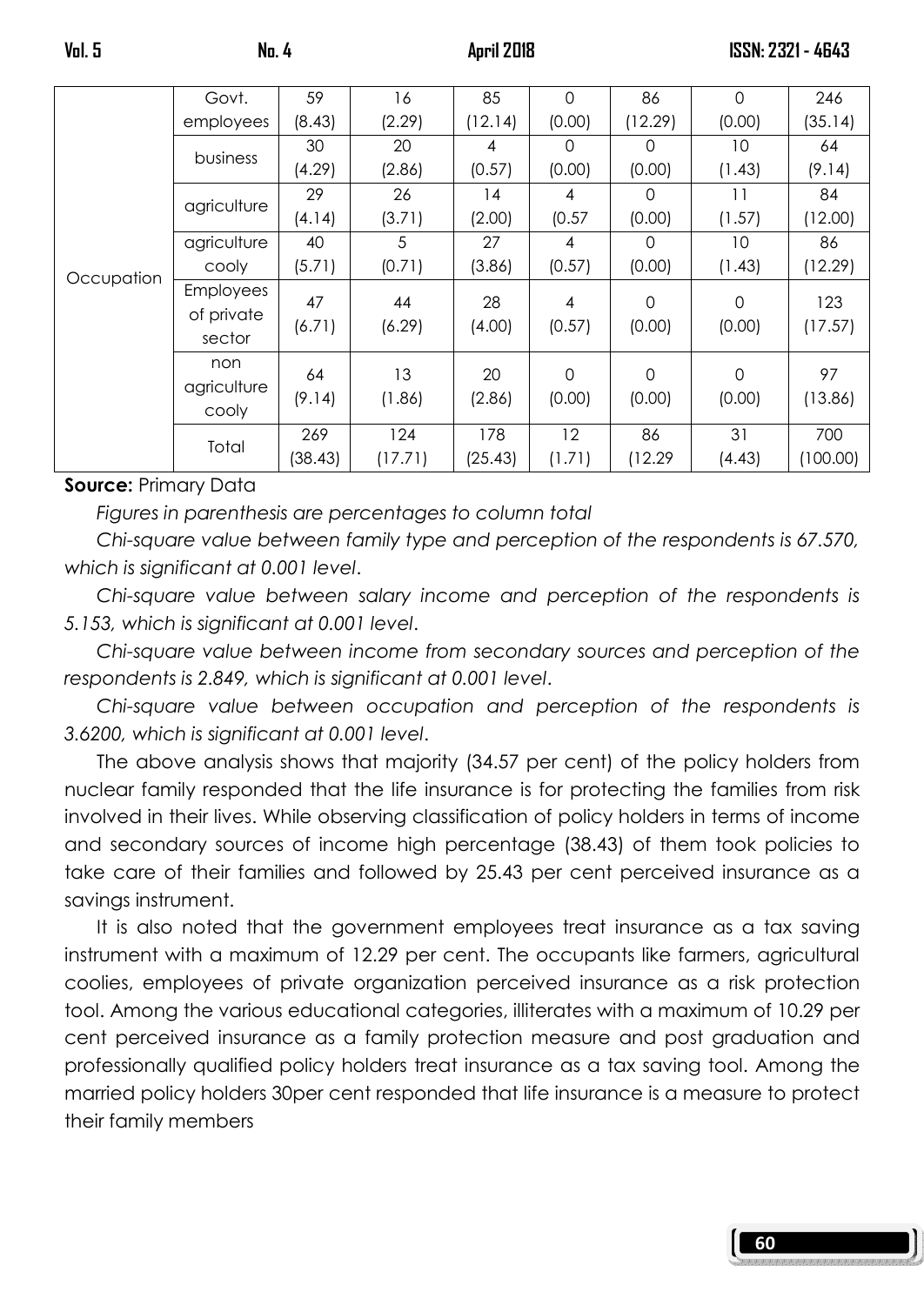| | | | | | | | | |
|---|---|---|---|---|---|---|---|---|
| Occupation | Govt. employees | 59 (8.43) | 16 (2.29) | 85 (12.14) | 0 (0.00) | 86 (12.29) | 0 (0.00) | 246 (35.14) |
| | business | 30 (4.29) | 20 (2.86) | 4 (0.57) | 0 (0.00) | 0 (0.00) | 10 (1.43) | 64 (9.14) |
| | agriculture | 29 (4.14) | 26 (3.71) | 14 (2.00) | 4 (0.57 | 0 (0.00) | 11 (1.57) | 84 (12.00) |
| | agriculture cooly | 40 (5.71) | 5 (0.71) | 27 (3.86) | 4 (0.57) | 0 (0.00) | 10 (1.43) | 86 (12.29) |
| | Employees of private sector | 47 (6.71) | 44 (6.29) | 28 (4.00) | 4 (0.57) | 0 (0.00) | 0 (0.00) | 123 (17.57) |
| | non agriculture cooly | 64 (9.14) | 13 (1.86) | 20 (2.86) | 0 (0.00) | 0 (0.00) | 0 (0.00) | 97 (13.86) |
| | Total | 269 (38.43) | 124 (17.71) | 178 (25.43) | 12 (1.71) | 86 (12.29 | 31 (4.43) | 700 (100.00) |

**Source:** Primary Data

*Figures in parenthesis are percentages to column total*

*Chi-square value between family type and perception of the respondents is 67.570, which is significant at 0.001 level.*

*Chi-square value between salary income and perception of the respondents is 5.153, which is significant at 0.001 level.*

*Chi-square value between income from secondary sources and perception of the respondents is 2.849, which is significant at 0.001 level.*

*Chi-square value between occupation and perception of the respondents is 3.6200, which is significant at 0.001 level.*

The above analysis shows that majority (34.57 per cent) of the policy holders from nuclear family responded that the life insurance is for protecting the families from risk involved in their lives. While observing classification of policy holders in terms of income and secondary sources of income high percentage (38.43) of them took policies to take care of their families and followed by 25.43 per cent perceived insurance as a savings instrument.

It is also noted that the government employees treat insurance as a tax saving instrument with a maximum of 12.29 per cent. The occupants like farmers, agricultural coolies, employees of private organization perceived insurance as a risk protection tool. Among the various educational categories, illiterates with a maximum of 10.29 per cent perceived insurance as a family protection measure and post graduation and professionally qualified policy holders treat insurance as a tax saving tool. Among the married policy holders 30per cent responded that life insurance is a measure to protect their family members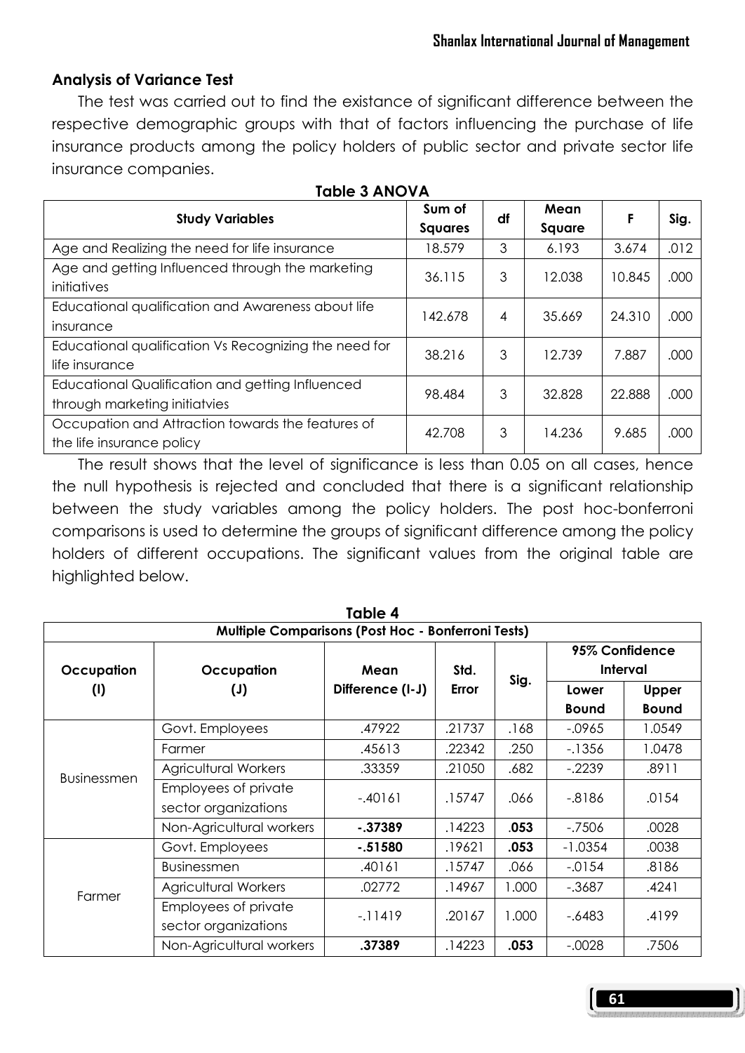## Analysis of Variance Test

The test was carried out to find the existance of significant difference between the respective demographic groups with that of factors influencing the purchase of life insurance products among the policy holders of public sector and private sector life insurance companies.

**Table 3 ANOVA**

| Study Variables | Sum of Squares | df | Mean Square | F | Sig. |
|---|---|---|---|---|---|
| Age and Realizing the need for life insurance | 18.579 | 3 | 6.193 | 3.674 | .012 |
| Age and getting Influenced through the marketing initiatives | 36.115 | 3 | 12.038 | 10.845 | .000 |
| Educational qualification and Awareness about life insurance | 142.678 | 4 | 35.669 | 24.310 | .000 |
| Educational qualification Vs Recognizing the need for life insurance | 38.216 | 3 | 12.739 | 7.887 | .000 |
| Educational Qualification and getting Influenced through marketing initiatvies | 98.484 | 3 | 32.828 | 22.888 | .000 |
| Occupation and Attraction towards the features of the life insurance policy | 42.708 | 3 | 14.236 | 9.685 | .000 |

The result shows that the level of significance is less than 0.05 on all cases, hence the null hypothesis is rejected and concluded that there is a significant relationship between the study variables among the policy holders. The post hoc-bonferroni comparisons is used to determine the groups of significant difference among the policy holders of different occupations. The significant values from the original table are highlighted below.

**Table 4**

**Multiple Comparisons (Post Hoc - Bonferroni Tests)**

| Occupation (I) | Occupation (J) | Mean Difference (I-J) | Std. Error | Sig. | 95% Confidence Interval | |
|---|---|---|---|---|---|---|
| | | | | | Lower Bound | Upper Bound |
| Businessmen | Govt. Employees | .47922 | .21737 | .168 | -.0965 | 1.0549 |
| | Farmer | .45613 | .22342 | .250 | -.1356 | 1.0478 |
| | Agricultural Workers | .33359 | .21050 | .682 | -.2239 | .8911 |
| | Employees of private sector organizations | -.40161 | .15747 | .066 | -.8186 | .0154 |
| | Non-Agricultural workers | **-.37389** | .14223 | **.053** | -.7506 | .0028 |
| Farmer | Govt. Employees | **-.51580** | .19621 | **.053** | -1.0354 | .0038 |
| | Businessmen | .40161 | .15747 | .066 | -.0154 | .8186 |
| | Agricultural Workers | .02772 | .14967 | 1.000 | -.3687 | .4241 |
| | Employees of private sector organizations | -.11419 | .20167 | 1.000 | -.6483 | .4199 |
| | Non-Agricultural workers | **.37389** | .14223 | **.053** | -.0028 | .7506 |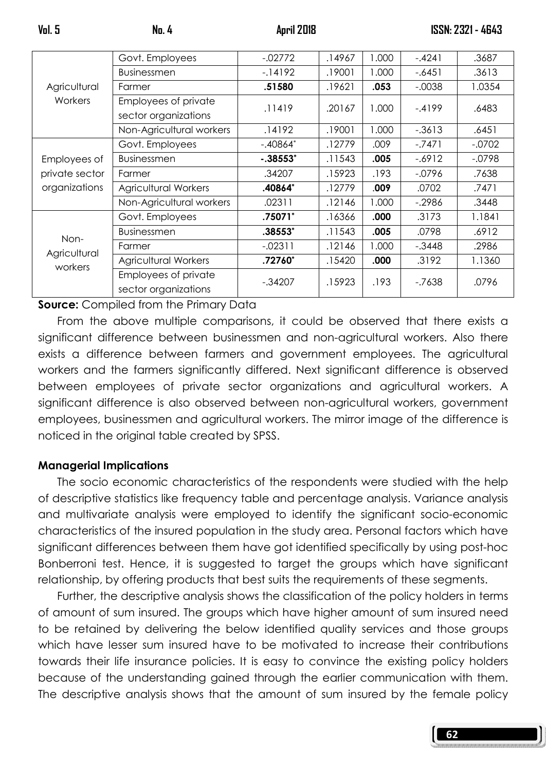| | | | | | | |
|---|---|---|---|---|---|---|
| Agricultural Workers | Govt. Employees | -.02772 | .14967 | 1.000 | -.4241 | .3687 |
| | Businessmen | -.14192 | .19001 | 1.000 | -.6451 | .3613 |
| | Farmer | **.51580** | .19621 | **.053** | -.0038 | 1.0354 |
| | Employees of private sector organizations | .11419 | .20167 | 1.000 | -.4199 | .6483 |
| | Non-Agricultural workers | .14192 | .19001 | 1.000 | -.3613 | .6451 |
| Employees of private sector organizations | Govt. Employees | -.40864* | .12779 | .009 | -.7471 | -.0702 |
| | Businessmen | **-.38553*** | .11543 | **.005** | -.6912 | -.0798 |
| | Farmer | .34207 | .15923 | .193 | -.0796 | .7638 |
| | Agricultural Workers | **.40864*** | .12779 | **.009** | .0702 | .7471 |
| | Non-Agricultural workers | .02311 | .12146 | 1.000 | -.2986 | .3448 |
| Non-Agricultural workers | Govt. Employees | **.75071*** | .16366 | **.000** | .3173 | 1.1841 |
| | Businessmen | **.38553*** | .11543 | **.005** | .0798 | .6912 |
| | Farmer | -.02311 | .12146 | 1.000 | -.3448 | .2986 |
| | Agricultural Workers | **.72760*** | .15420 | **.000** | .3192 | 1.1360 |
| | Employees of private sector organizations | -.34207 | .15923 | .193 | -.7638 | .0796 |

**Source:** Compiled from the Primary Data

From the above multiple comparisons, it could be observed that there exists a significant difference between businessmen and non-agricultural workers. Also there exists a difference between farmers and government employees. The agricultural workers and the farmers significantly differed. Next significant difference is observed between employees of private sector organizations and agricultural workers. A significant difference is also observed between non-agricultural workers, government employees, businessmen and agricultural workers. The mirror image of the difference is noticed in the original table created by SPSS.

**Managerial Implications**

The socio economic characteristics of the respondents were studied with the help of descriptive statistics like frequency table and percentage analysis. Variance analysis and multivariate analysis were employed to identify the significant socio-economic characteristics of the insured population in the study area. Personal factors which have significant differences between them have got identified specifically by using post-hoc Bonberroni test. Hence, it is suggested to target the groups which have significant relationship, by offering products that best suits the requirements of these segments.

Further, the descriptive analysis shows the classification of the policy holders in terms of amount of sum insured. The groups which have higher amount of sum insured need to be retained by delivering the below identified quality services and those groups which have lesser sum insured have to be motivated to increase their contributions towards their life insurance policies. It is easy to convince the existing policy holders because of the understanding gained through the earlier communication with them. The descriptive analysis shows that the amount of sum insured by the female policy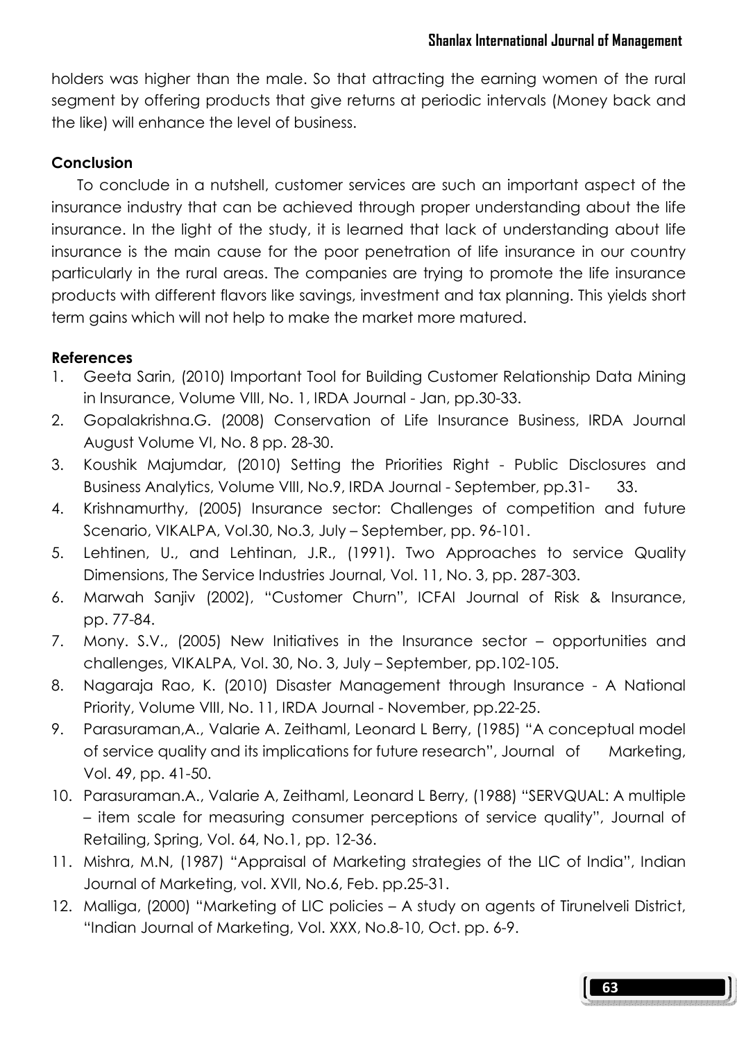holders was higher than the male. So that attracting the earning women of the rural segment by offering products that give returns at periodic intervals (Money back and the like) will enhance the level of business.

## Conclusion

To conclude in a nutshell, customer services are such an important aspect of the insurance industry that can be achieved through proper understanding about the life insurance. In the light of the study, it is learned that lack of understanding about life insurance is the main cause for the poor penetration of life insurance in our country particularly in the rural areas. The companies are trying to promote the life insurance products with different flavors like savings, investment and tax planning. This yields short term gains which will not help to make the market more matured.

## References

1. Geeta Sarin, (2010) Important Tool for Building Customer Relationship Data Mining in Insurance, Volume VIII, No. 1, IRDA Journal - Jan, pp.30-33.
2. Gopalakrishna.G. (2008) Conservation of Life Insurance Business, IRDA Journal August Volume VI, No. 8 pp. 28-30.
3. Koushik Majumdar, (2010) Setting the Priorities Right - Public Disclosures and Business Analytics, Volume VIII, No.9, IRDA Journal - September, pp.31- 33.
4. Krishnamurthy, (2005) Insurance sector: Challenges of competition and future Scenario, VIKALPA, Vol.30, No.3, July – September, pp. 96-101.
5. Lehtinen, U., and Lehtinan, J.R., (1991). Two Approaches to service Quality Dimensions, The Service Industries Journal, Vol. 11, No. 3, pp. 287-303.
6. Marwah Sanjiv (2002), "Customer Churn", ICFAI Journal of Risk & Insurance, pp. 77-84.
7. Mony. S.V., (2005) New Initiatives in the Insurance sector – opportunities and challenges, VIKALPA, Vol. 30, No. 3, July – September, pp.102-105.
8. Nagaraja Rao, K. (2010) Disaster Management through Insurance - A National Priority, Volume VIII, No. 11, IRDA Journal - November, pp.22-25.
9. Parasuraman,A., Valarie A. Zeithaml, Leonard L Berry, (1985) "A conceptual model of service quality and its implications for future research", Journal of Marketing, Vol. 49, pp. 41-50.
10. Parasuraman.A., Valarie A, Zeithaml, Leonard L Berry, (1988) "SERVQUAL: A multiple – item scale for measuring consumer perceptions of service quality", Journal of Retailing, Spring, Vol. 64, No.1, pp. 12-36.
11. Mishra, M.N, (1987) "Appraisal of Marketing strategies of the LIC of India", Indian Journal of Marketing, vol. XVII, No.6, Feb. pp.25-31.
12. Malliga, (2000) "Marketing of LIC policies – A study on agents of Tirunelveli District, "Indian Journal of Marketing, Vol. XXX, No.8-10, Oct. pp. 6-9.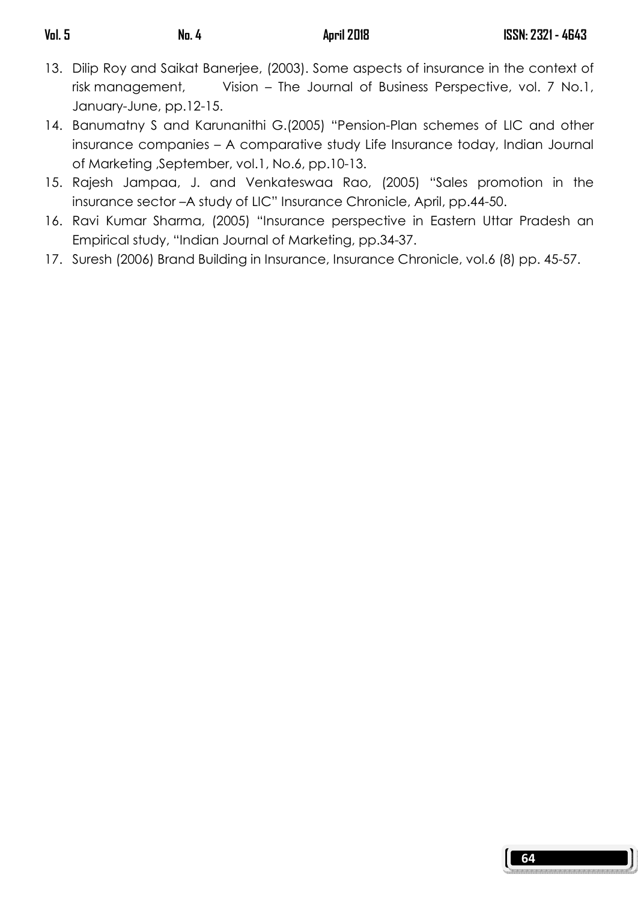13. Dilip Roy and Saikat Banerjee, (2003). Some aspects of insurance in the context of risk management, Vision – The Journal of Business Perspective, vol. 7 No.1, January-June, pp.12-15.
14. Banumatny S and Karunanithi G.(2005) "Pension-Plan schemes of LIC and other insurance companies – A comparative study Life Insurance today, Indian Journal of Marketing ,September, vol.1, No.6, pp.10-13.
15. Rajesh Jampaa, J. and Venkateswaa Rao, (2005) "Sales promotion in the insurance sector –A study of LIC" Insurance Chronicle, April, pp.44-50.
16. Ravi Kumar Sharma, (2005) "Insurance perspective in Eastern Uttar Pradesh an Empirical study, "Indian Journal of Marketing, pp.34-37.
17. Suresh (2006) Brand Building in Insurance, Insurance Chronicle, vol.6 (8) pp. 45-57.